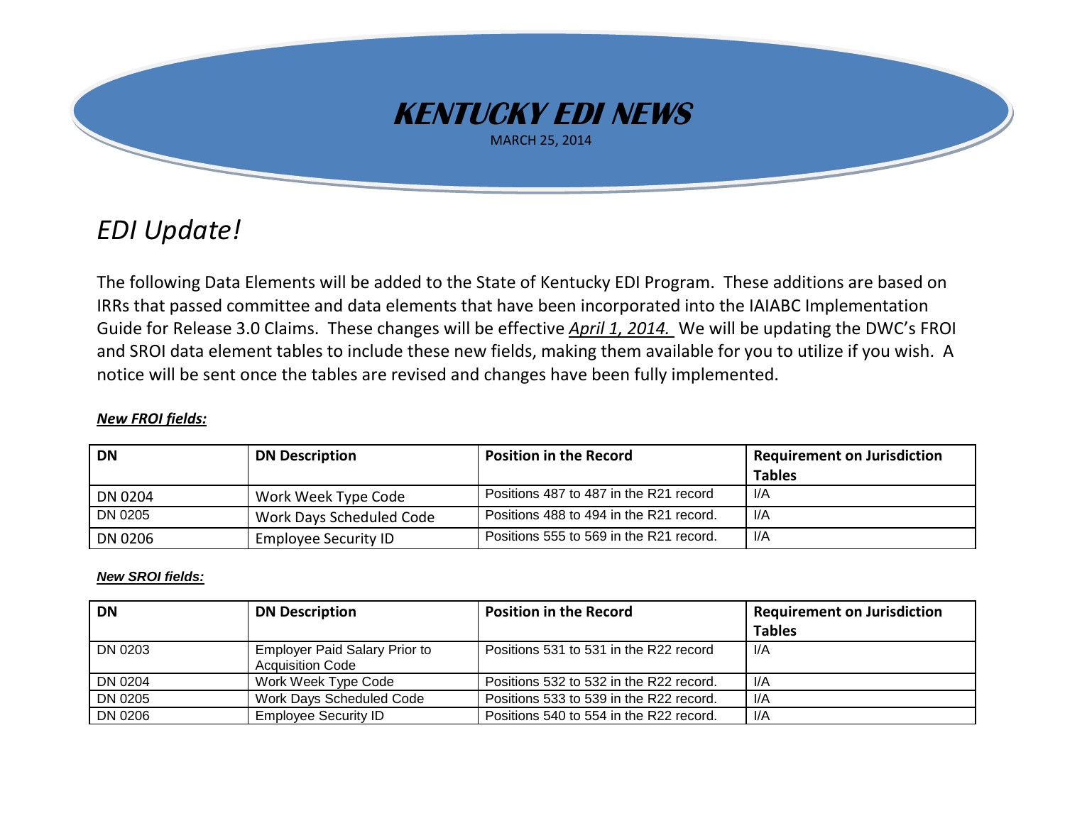# KENTUCKY EDI NEWS

MARCH 25, 2014

## *EDI Update!*

The following Data Elements will be added to the State of Kentucky EDI Program. These additions are based on IRRs that passed committee and data elements that have been incorporated into the IAIABC Implementation Guide for Release 3.0 Claims. These changes will be effective ***April 1, 2014.*** We will be updating the DWC's FROI and SROI data element tables to include these new fields, making them available for you to utilize if you wish. A notice will be sent once the tables are revised and changes have been fully implemented.

***New FROI fields:***

| DN | DN Description | Position in the Record | Requirement on Jurisdiction Tables |
|---|---|---|---|
| DN 0204 | Work Week Type Code | Positions 487 to 487 in the R21 record | I/A |
| DN 0205 | Work Days Scheduled Code | Positions 488 to 494 in the R21 record. | I/A |
| DN 0206 | Employee Security ID | Positions 555 to 569 in the R21 record. | I/A |

***New SROI fields:***

| DN | DN Description | Position in the Record | Requirement on Jurisdiction Tables |
|---|---|---|---|
| DN 0203 | Employer Paid Salary Prior to Acquisition Code | Positions 531 to 531 in the R22 record | I/A |
| DN 0204 | Work Week Type Code | Positions 532 to 532 in the R22 record. | I/A |
| DN 0205 | Work Days Scheduled Code | Positions 533 to 539 in the R22 record. | I/A |
| DN 0206 | Employee Security ID | Positions 540 to 554 in the R22 record. | I/A |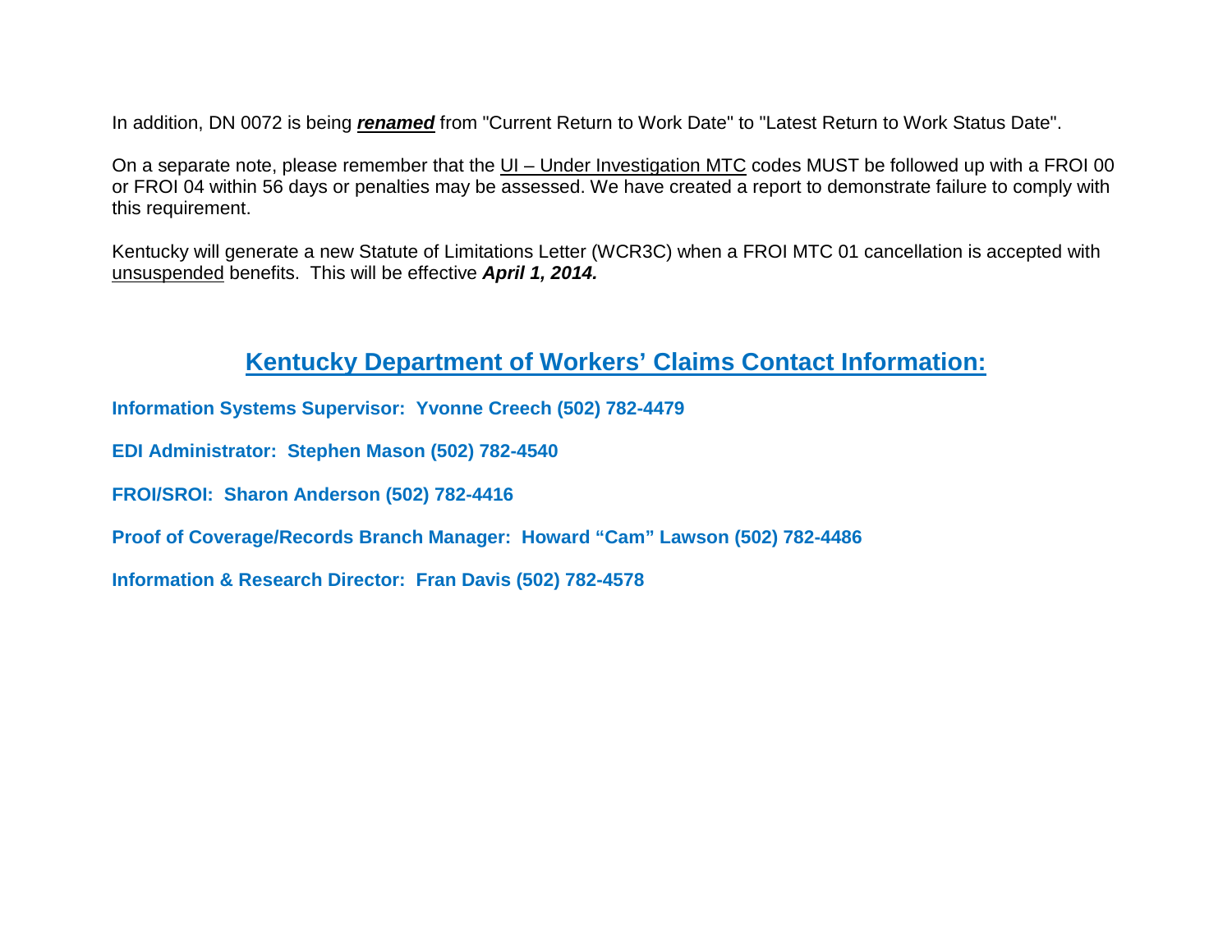In addition, DN 0072 is being ***renamed*** from "Current Return to Work Date" to "Latest Return to Work Status Date".

On a separate note, please remember that the UI – Under Investigation MTC codes MUST be followed up with a FROI 00 or FROI 04 within 56 days or penalties may be assessed. We have created a report to demonstrate failure to comply with this requirement.

Kentucky will generate a new Statute of Limitations Letter (WCR3C) when a FROI MTC 01 cancellation is accepted with unsuspended benefits. This will be effective ***April 1, 2014.***

## Kentucky Department of Workers' Claims Contact Information:

**Information Systems Supervisor: Yvonne Creech (502) 782-4479**

**EDI Administrator: Stephen Mason (502) 782-4540**

**FROI/SROI: Sharon Anderson (502) 782-4416**

**Proof of Coverage/Records Branch Manager: Howard "Cam" Lawson (502) 782-4486**

**Information & Research Director: Fran Davis (502) 782-4578**